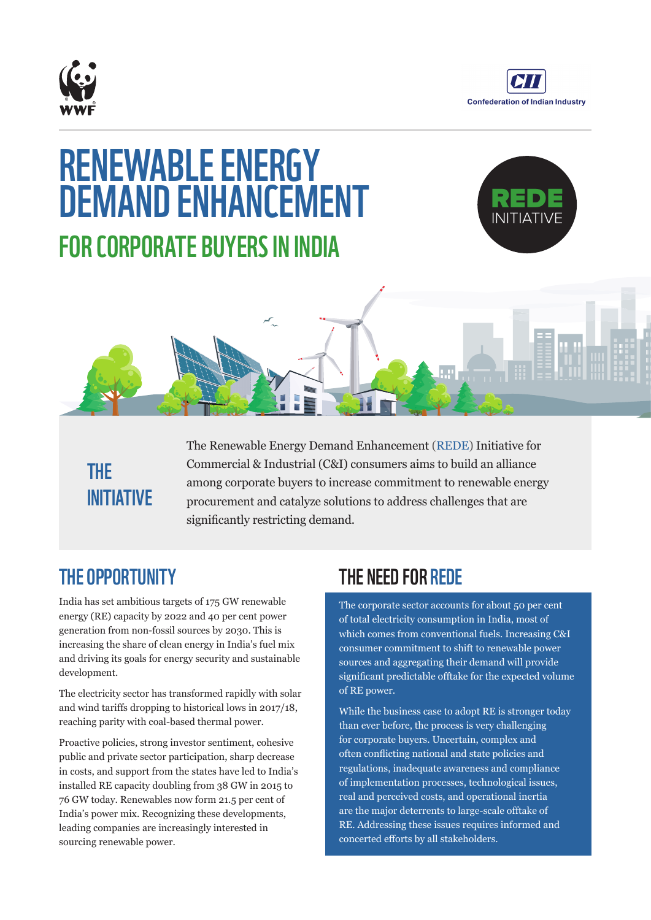# RENEWABLE ENERGY DEMAND ENHANCEMENT

## FOR CORPORATE BUYERS IN INDIA

**REDE INITIATIVE**

## THE INITIATIVE

The Renewable Energy Demand Enhancement (REDE) Initiative for Commercial & Industrial (C&I) consumers aims to build an alliance among corporate buyers to increase commitment to renewable energy procurement and catalyze solutions to address challenges that are significantly restricting demand.

## THE OPPORTUNITY

India has set ambitious targets of 175 GW renewable energy (RE) capacity by 2022 and 40 per cent power generation from non-fossil sources by 2030. This is increasing the share of clean energy in India's fuel mix and driving its goals for energy security and sustainable development.

The electricity sector has transformed rapidly with solar and wind tariffs dropping to historical lows in 2017/18, reaching parity with coal-based thermal power.

Proactive policies, strong investor sentiment, cohesive public and private sector participation, sharp decrease in costs, and support from the states have led to India's installed RE capacity doubling from 38 GW in 2015 to 76 GW today. Renewables now form 21.5 per cent of India's power mix. Recognizing these developments, leading companies are increasingly interested in sourcing renewable power.

## THE NEED FOR REDE

The corporate sector accounts for about 50 per cent of total electricity consumption in India, most of which comes from conventional fuels. Increasing C&I consumer commitment to shift to renewable power sources and aggregating their demand will provide significant predictable offtake for the expected volume of RE power.

While the business case to adopt RE is stronger today than ever before, the process is very challenging for corporate buyers. Uncertain, complex and often conflicting national and state policies and regulations, inadequate awareness and compliance of implementation processes, technological issues, real and perceived costs, and operational inertia are the major deterrents to large-scale offtake of RE. Addressing these issues requires informed and concerted efforts by all stakeholders.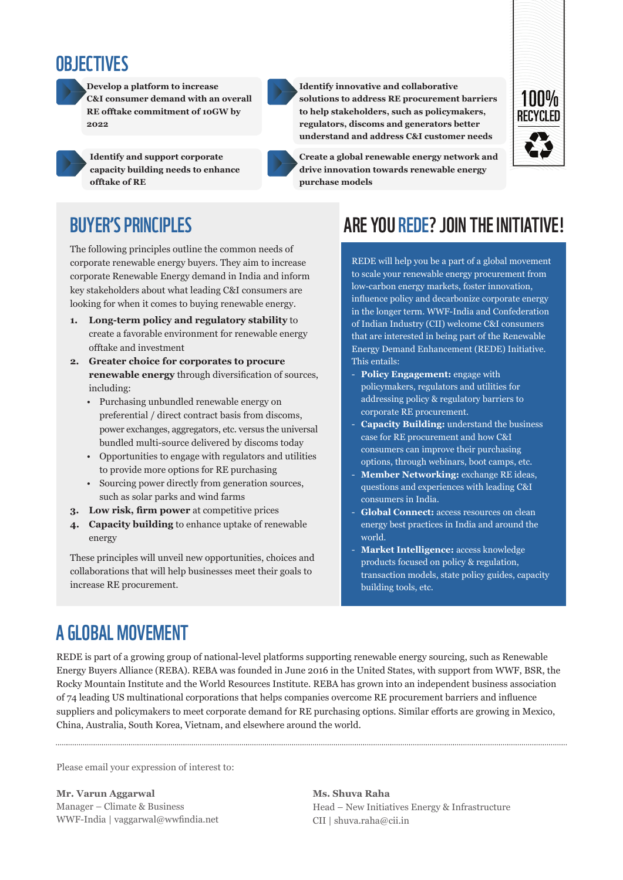## OBJECTIVES

- **Develop a platform to increase C&I consumer demand with an overall RE offtake commitment of 10GW by 2022**
- **Identify innovative and collaborative solutions to address RE procurement barriers to help stakeholders, such as policymakers, regulators, discoms and generators better understand and address C&I customer needs**
- **Identify and support corporate capacity building needs to enhance offtake of RE**
- **Create a global renewable energy network and drive innovation towards renewable energy purchase models**

100% RECYCLED

## BUYER'S PRINCIPLES

The following principles outline the common needs of corporate renewable energy buyers. They aim to increase corporate Renewable Energy demand in India and inform key stakeholders about what leading C&I consumers are looking for when it comes to buying renewable energy.

1. **Long-term policy and regulatory stability** to create a favorable environment for renewable energy offtake and investment
2. **Greater choice for corporates to procure renewable energy** through diversification of sources, including:
   - Purchasing unbundled renewable energy on preferential / direct contract basis from discoms, power exchanges, aggregators, etc. versus the universal bundled multi-source delivered by discoms today
   - Opportunities to engage with regulators and utilities to provide more options for RE purchasing
   - Sourcing power directly from generation sources, such as solar parks and wind farms
3. **Low risk, firm power** at competitive prices
4. **Capacity building** to enhance uptake of renewable energy

These principles will unveil new opportunities, choices and collaborations that will help businesses meet their goals to increase RE procurement.

## ARE YOU REDE? JOIN THE INITIATIVE!

REDE will help you be a part of a global movement to scale your renewable energy procurement from low-carbon energy markets, foster innovation, influence policy and decarbonize corporate energy in the longer term. WWF-India and Confederation of Indian Industry (CII) welcome C&I consumers that are interested in being part of the Renewable Energy Demand Enhancement (REDE) Initiative. This entails:

- **Policy Engagement:** engage with policymakers, regulators and utilities for addressing policy & regulatory barriers to corporate RE procurement.
- **Capacity Building:** understand the business case for RE procurement and how C&I consumers can improve their purchasing options, through webinars, boot camps, etc.
- **Member Networking:** exchange RE ideas, questions and experiences with leading C&I consumers in India.
- **Global Connect:** access resources on clean energy best practices in India and around the world.
- **Market Intelligence:** access knowledge products focused on policy & regulation, transaction models, state policy guides, capacity building tools, etc.

## A GLOBAL MOVEMENT

REDE is part of a growing group of national-level platforms supporting renewable energy sourcing, such as Renewable Energy Buyers Alliance (REBA). REBA was founded in June 2016 in the United States, with support from WWF, BSR, the Rocky Mountain Institute and the World Resources Institute. REBA has grown into an independent business association of 74 leading US multinational corporations that helps companies overcome RE procurement barriers and influence suppliers and policymakers to meet corporate demand for RE purchasing options. Similar efforts are growing in Mexico, China, Australia, South Korea, Vietnam, and elsewhere around the world.

---

Please email your expression of interest to:

**Mr. Varun Aggarwal**
Manager – Climate & Business
WWF-India | vaggarwal@wwfindia.net

**Ms. Shuva Raha**
Head – New Initiatives Energy & Infrastructure
CII | shuva.raha@cii.in